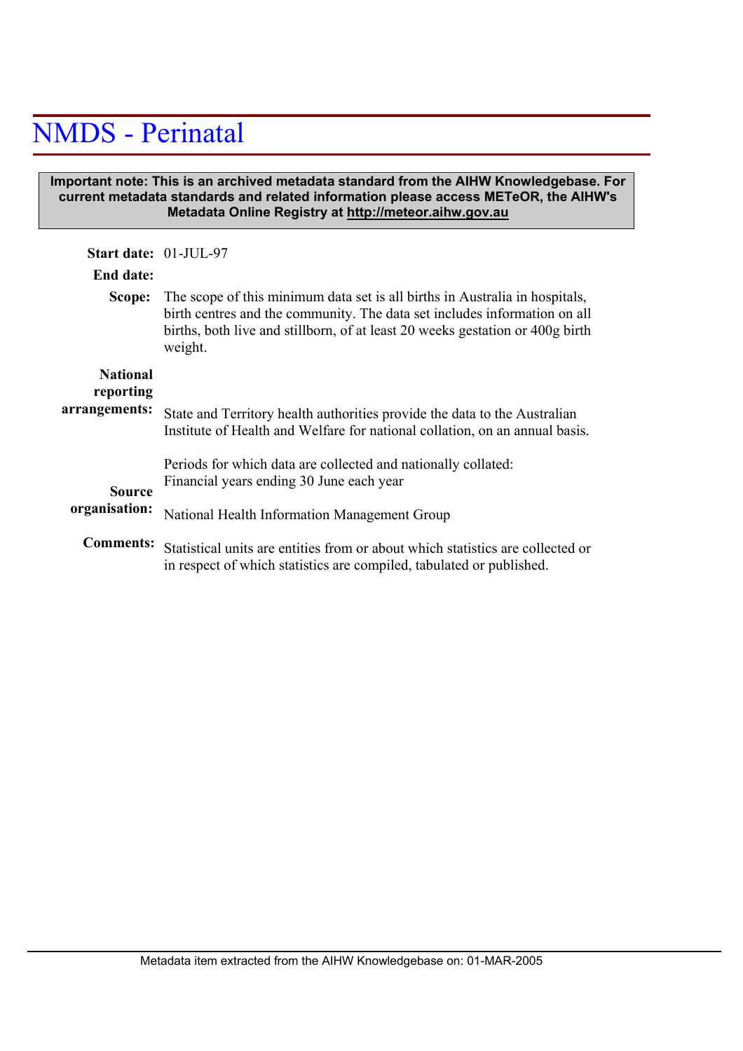# NMDS - Perinatal

**Important note: This is an archived metadata standard from the AIHW Knowledgebase. For current metadata standards and related information please access METeOR, the AIHW's Metadata Online Registry at http://meteor.aihw.gov.au**

**Start date:** 01-JUL-97

**End date:**

**Scope:** The scope of this minimum data set is all births in Australia in hospitals, birth centres and the community. The data set includes information on all births, both live and stillborn, of at least 20 weeks gestation or 400g birth weight.

**National reporting arrangements:** State and Territory health authorities provide the data to the Australian Institute of Health and Welfare for national collation, on an annual basis.

Periods for which data are collected and nationally collated: Financial years ending 30 June each year

**Source organisation:** National Health Information Management Group

**Comments:** Statistical units are entities from or about which statistics are collected or in respect of which statistics are compiled, tabulated or published.

Metadata item extracted from the AIHW Knowledgebase on: 01-MAR-2005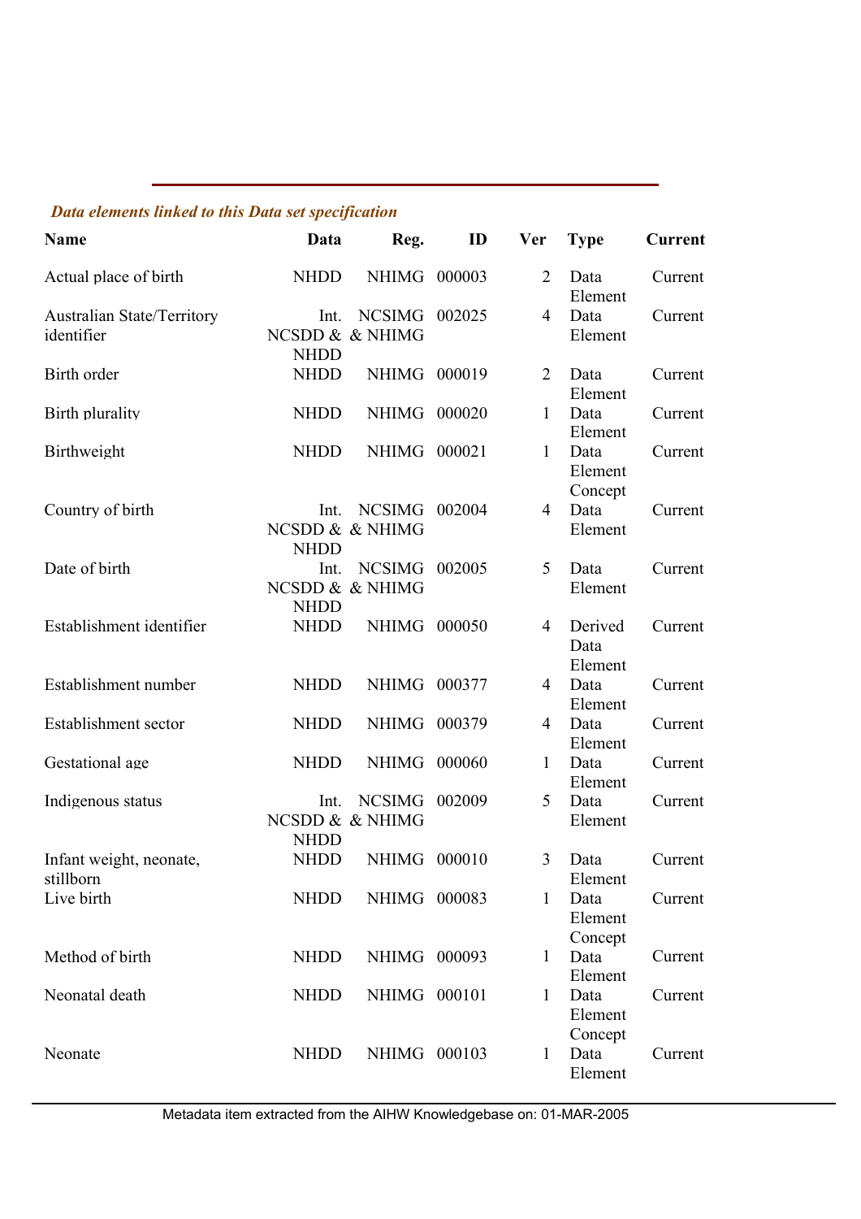*Data elements linked to this Data set specification*

| Name | Data | Reg. | ID | Ver | Type | Current |
|---|---|---|---|---|---|---|
| Actual place of birth | NHDD | NHIMG | 000003 | 2 | Data Element | Current |
| Australian State/Territory identifier | Int. NCSDD & NHDD | NCSIMG & NHIMG | 002025 | 4 | Data Element | Current |
| Birth order | NHDD | NHIMG | 000019 | 2 | Data Element | Current |
| Birth plurality | NHDD | NHIMG | 000020 | 1 | Data Element | Current |
| Birthweight | NHDD | NHIMG | 000021 | 1 | Data Element Concept | Current |
| Country of birth | Int. NCSDD & NHDD | NCSIMG & NHIMG | 002004 | 4 | Data Element | Current |
| Date of birth | Int. NCSDD & NHDD | NCSIMG & NHIMG | 002005 | 5 | Data Element | Current |
| Establishment identifier | NHDD | NHIMG | 000050 | 4 | Derived Data Element | Current |
| Establishment number | NHDD | NHIMG | 000377 | 4 | Data Element | Current |
| Establishment sector | NHDD | NHIMG | 000379 | 4 | Data Element | Current |
| Gestational age | NHDD | NHIMG | 000060 | 1 | Data Element | Current |
| Indigenous status | Int. NCSDD & NHDD | NCSIMG & NHIMG | 002009 | 5 | Data Element | Current |
| Infant weight, neonate, stillborn | NHDD | NHIMG | 000010 | 3 | Data Element | Current |
| Live birth | NHDD | NHIMG | 000083 | 1 | Data Element Concept | Current |
| Method of birth | NHDD | NHIMG | 000093 | 1 | Data Element | Current |
| Neonatal death | NHDD | NHIMG | 000101 | 1 | Data Element Concept | Current |
| Neonate | NHDD | NHIMG | 000103 | 1 | Data Element | Current |

Metadata item extracted from the AIHW Knowledgebase on: 01-MAR-2005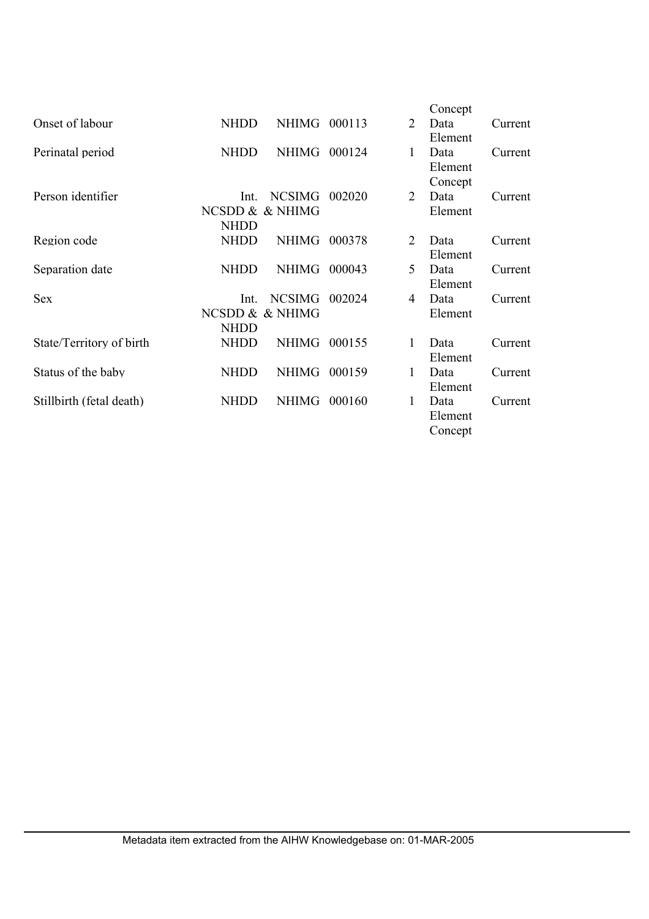| | | | | | | |
|---|---|---|---|---|---|---|
| | | | | | Concept | |
| Onset of labour | NHDD | NHIMG | 000113 | 2 | Data Element | Current |
| Perinatal period | NHDD | NHIMG | 000124 | 1 | Data Element Concept | Current |
| Person identifier | Int. NCSDD & NHDD | NCSIMG & NHIMG | 002020 | 2 | Data Element | Current |
| Region code | NHDD | NHIMG | 000378 | 2 | Data Element | Current |
| Separation date | NHDD | NHIMG | 000043 | 5 | Data Element | Current |
| Sex | Int. NCSDD & NHDD | NCSIMG & NHIMG | 002024 | 4 | Data Element | Current |
| State/Territory of birth | NHDD | NHIMG | 000155 | 1 | Data Element | Current |
| Status of the baby | NHDD | NHIMG | 000159 | 1 | Data Element | Current |
| Stillbirth (fetal death) | NHDD | NHIMG | 000160 | 1 | Data Element Concept | Current |